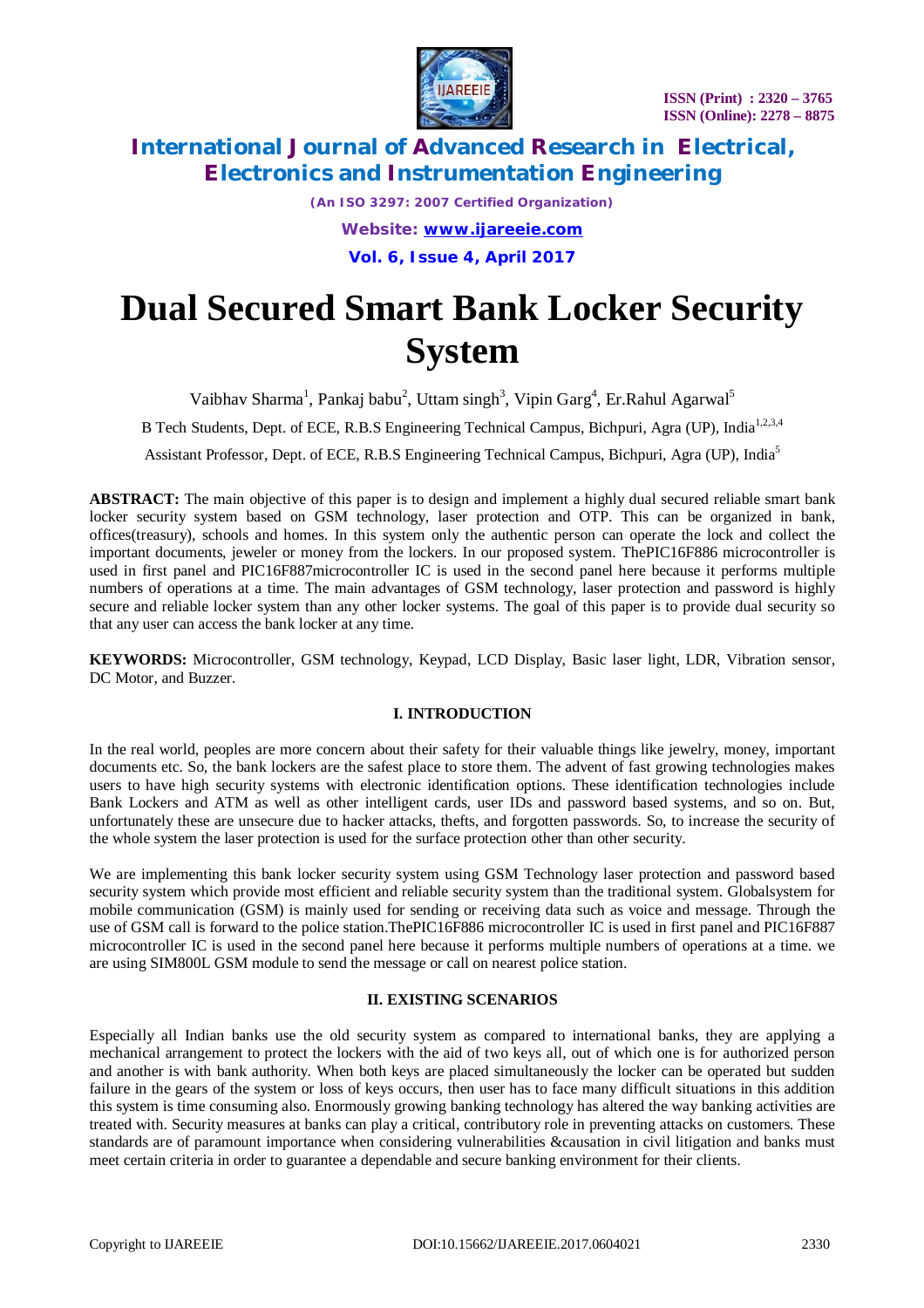# Dual Secured Smart Bank Locker Security System

Vaibhav Sharma[1], Pankaj babu[2], Uttam singh[3], Vipin Garg[4], Er.Rahul Agarwal[5]

B Tech Students, Dept. of ECE, R.B.S Engineering Technical Campus, Bichpuri, Agra (UP), India[1,2,3,4]

Assistant Professor, Dept. of ECE, R.B.S Engineering Technical Campus, Bichpuri, Agra (UP), India[5]

**ABSTRACT:** The main objective of this paper is to design and implement a highly dual secured reliable smart bank locker security system based on GSM technology, laser protection and OTP. This can be organized in bank, offices(treasury), schools and homes. In this system only the authentic person can operate the lock and collect the important documents, jeweler or money from the lockers. In our proposed system. ThePIC16F886 microcontroller is used in first panel and PIC16F887microcontroller IC is used in the second panel here because it performs multiple numbers of operations at a time. The main advantages of GSM technology, laser protection and password is highly secure and reliable locker system than any other locker systems. The goal of this paper is to provide dual security so that any user can access the bank locker at any time.

**KEYWORDS:** Microcontroller, GSM technology, Keypad, LCD Display, Basic laser light, LDR, Vibration sensor, DC Motor, and Buzzer.

## I. INTRODUCTION

In the real world, peoples are more concern about their safety for their valuable things like jewelry, money, important documents etc. So, the bank lockers are the safest place to store them. The advent of fast growing technologies makes users to have high security systems with electronic identification options. These identification technologies include Bank Lockers and ATM as well as other intelligent cards, user IDs and password based systems, and so on. But, unfortunately these are unsecure due to hacker attacks, thefts, and forgotten passwords. So, to increase the security of the whole system the laser protection is used for the surface protection other than other security.

We are implementing this bank locker security system using GSM Technology laser protection and password based security system which provide most efficient and reliable security system than the traditional system. Globalsystem for mobile communication (GSM) is mainly used for sending or receiving data such as voice and message. Through the use of GSM call is forward to the police station.ThePIC16F886 microcontroller IC is used in first panel and PIC16F887 microcontroller IC is used in the second panel here because it performs multiple numbers of operations at a time. we are using SIM800L GSM module to send the message or call on nearest police station.

## II. EXISTING SCENARIOS

Especially all Indian banks use the old security system as compared to international banks, they are applying a mechanical arrangement to protect the lockers with the aid of two keys all, out of which one is for authorized person and another is with bank authority. When both keys are placed simultaneously the locker can be operated but sudden failure in the gears of the system or loss of keys occurs, then user has to face many difficult situations in this addition this system is time consuming also. Enormously growing banking technology has altered the way banking activities are treated with. Security measures at banks can play a critical, contributory role in preventing attacks on customers. These standards are of paramount importance when considering vulnerabilities &causation in civil litigation and banks must meet certain criteria in order to guarantee a dependable and secure banking environment for their clients.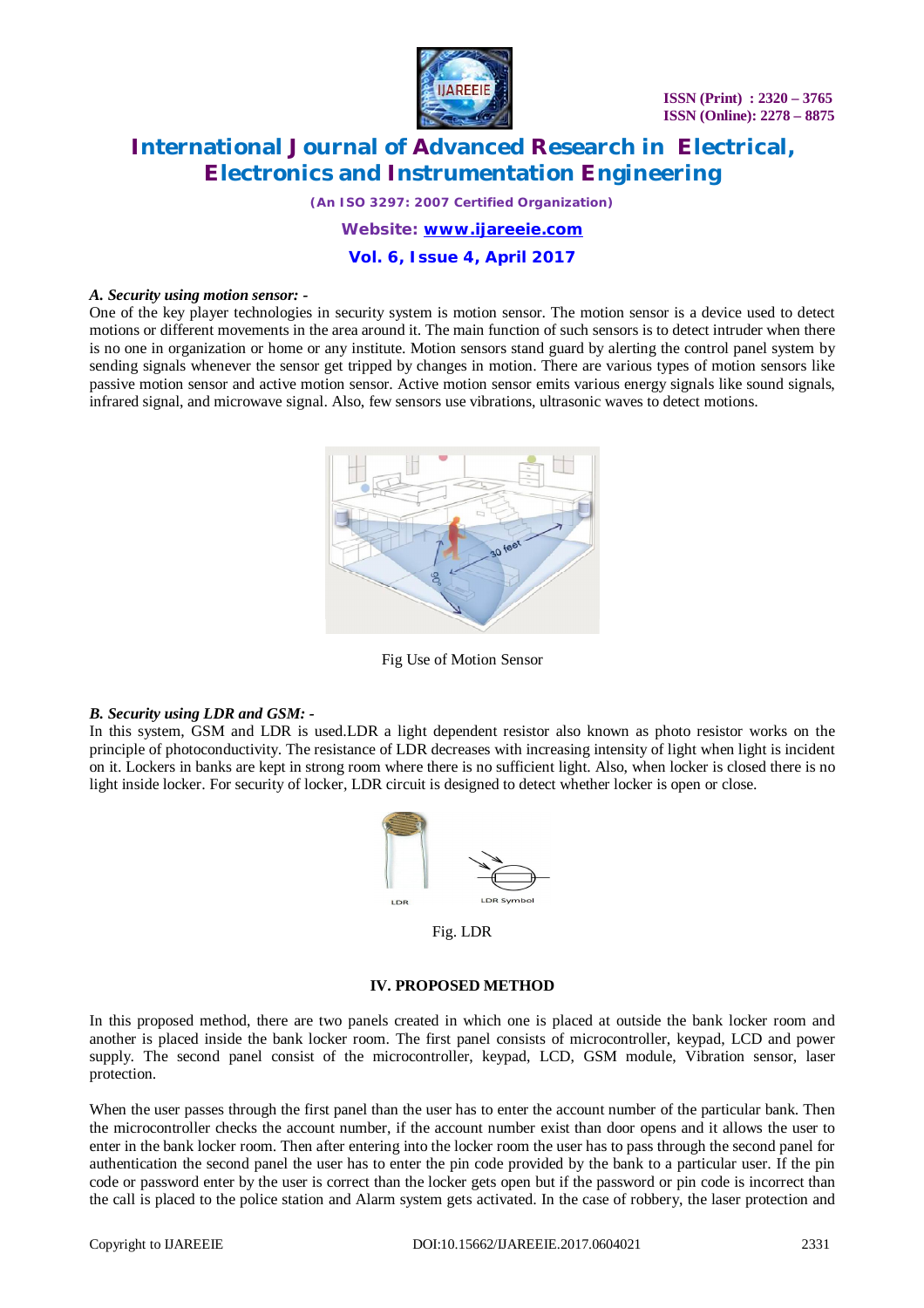*A. Security using motion sensor: -*

One of the key player technologies in security system is motion sensor. The motion sensor is a device used to detect motions or different movements in the area around it. The main function of such sensors is to detect intruder when there is no one in organization or home or any institute. Motion sensors stand guard by alerting the control panel system by sending signals whenever the sensor get tripped by changes in motion. There are various types of motion sensors like passive motion sensor and active motion sensor. Active motion sensor emits various energy signals like sound signals, infrared signal, and microwave signal. Also, few sensors use vibrations, ultrasonic waves to detect motions.

Fig Use of Motion Sensor

*B. Security using LDR and GSM: -*

In this system, GSM and LDR is used.LDR a light dependent resistor also known as photo resistor works on the principle of photoconductivity. The resistance of LDR decreases with increasing intensity of light when light is incident on it. Lockers in banks are kept in strong room where there is no sufficient light. Also, when locker is closed there is no light inside locker. For security of locker, LDR circuit is designed to detect whether locker is open or close.

Fig. LDR

## IV. PROPOSED METHOD

In this proposed method, there are two panels created in which one is placed at outside the bank locker room and another is placed inside the bank locker room. The first panel consists of microcontroller, keypad, LCD and power supply. The second panel consist of the microcontroller, keypad, LCD, GSM module, Vibration sensor, laser protection.

When the user passes through the first panel than the user has to enter the account number of the particular bank. Then the microcontroller checks the account number, if the account number exist than door opens and it allows the user to enter in the bank locker room. Then after entering into the locker room the user has to pass through the second panel for authentication the second panel the user has to enter the pin code provided by the bank to a particular user. If the pin code or password enter by the user is correct than the locker gets open but if the password or pin code is incorrect than the call is placed to the police station and Alarm system gets activated. In the case of robbery, the laser protection and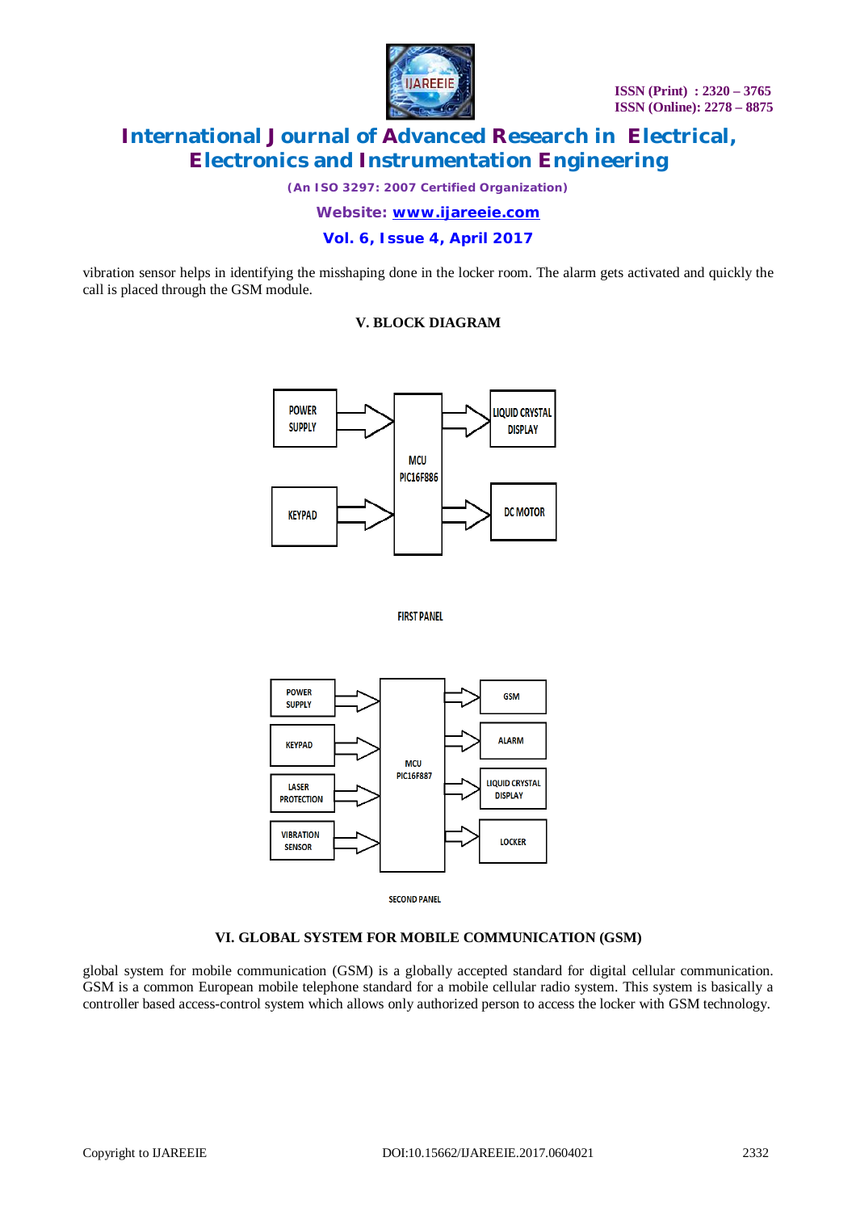vibration sensor helps in identifying the misshaping done in the locker room. The alarm gets activated and quickly the call is placed through the GSM module.

## V. BLOCK DIAGRAM

POWER SUPPLY

KEYPAD

MCU PIC16F886

LIQUID CRYSTAL DISPLAY

DC MOTOR

FIRST PANEL

POWER SUPPLY

KEYPAD

LASER PROTECTION

VIBRATION SENSOR

MCU PIC16F887

GSM

ALARM

LIQUID CRYSTAL DISPLAY

LOCKER

SECOND PANEL

## VI. GLOBAL SYSTEM FOR MOBILE COMMUNICATION (GSM)

global system for mobile communication (GSM) is a globally accepted standard for digital cellular communication. GSM is a common European mobile telephone standard for a mobile cellular radio system. This system is basically a controller based access-control system which allows only authorized person to access the locker with GSM technology.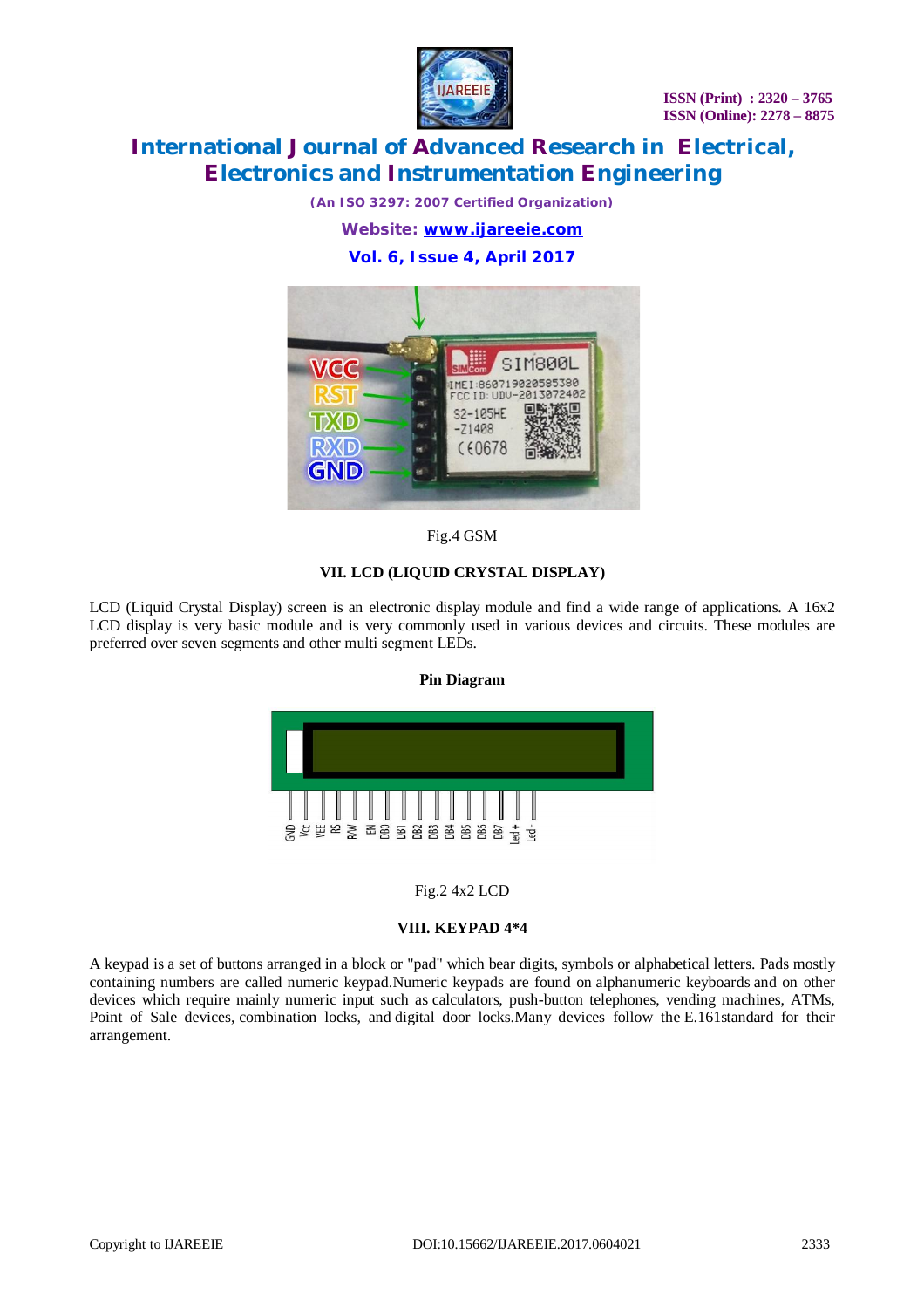Fig.4 GSM

### VII. LCD (LIQUID CRYSTAL DISPLAY)

LCD (Liquid Crystal Display) screen is an electronic display module and find a wide range of applications. A 16x2 LCD display is very basic module and is very commonly used in various devices and circuits. These modules are preferred over seven segments and other multi segment LEDs.

**Pin Diagram**

Fig.2 4x2 LCD

### VIII. KEYPAD 4*4

A keypad is a set of buttons arranged in a block or "pad" which bear digits, symbols or alphabetical letters. Pads mostly containing numbers are called numeric keypad.Numeric keypads are found on alphanumeric keyboards and on other devices which require mainly numeric input such as calculators, push-button telephones, vending machines, ATMs, Point of Sale devices, combination locks, and digital door locks.Many devices follow the E.161standard for their arrangement.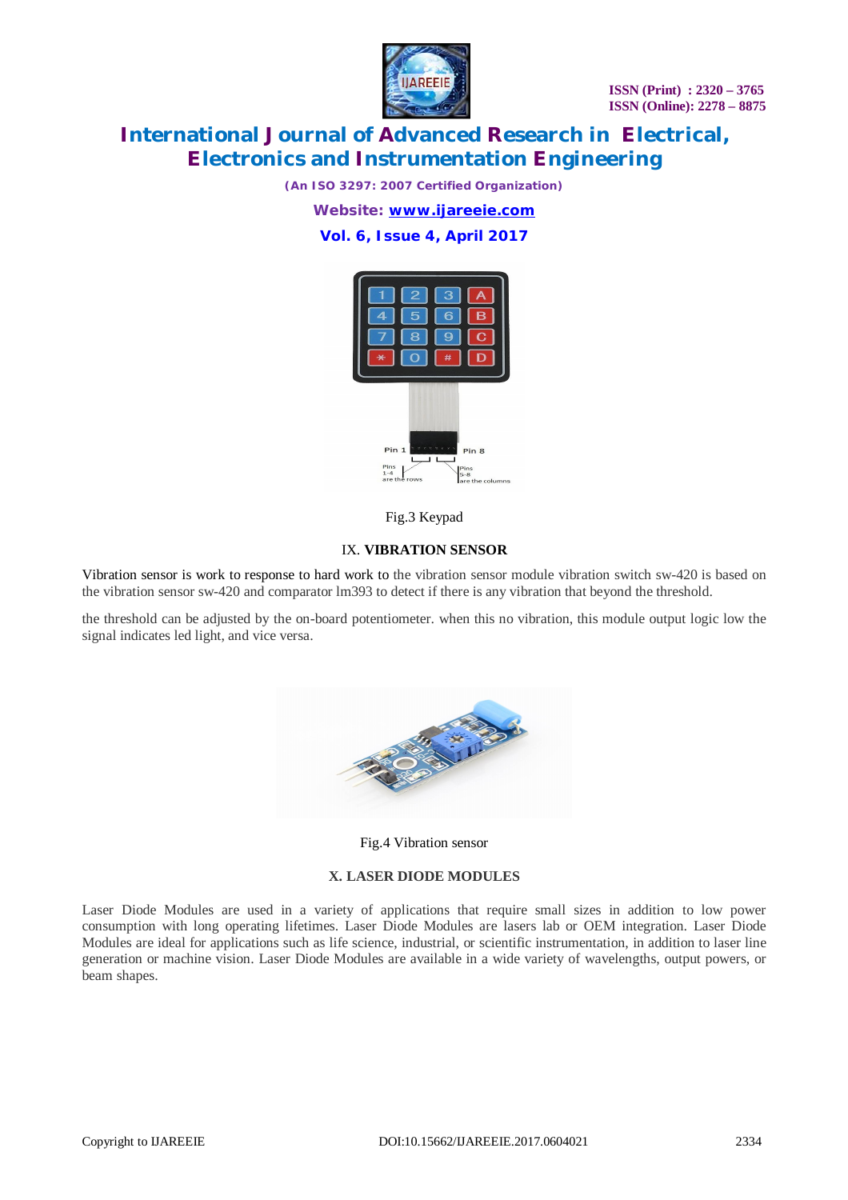Fig.3 Keypad

## IX. VIBRATION SENSOR

Vibration sensor is work to response to hard work to the vibration sensor module vibration switch sw-420 is based on the vibration sensor sw-420 and comparator lm393 to detect if there is any vibration that beyond the threshold.

the threshold can be adjusted by the on-board potentiometer. when this no vibration, this module output logic low the signal indicates led light, and vice versa.

Fig.4 Vibration sensor

## X. LASER DIODE MODULES

Laser Diode Modules are used in a variety of applications that require small sizes in addition to low power consumption with long operating lifetimes. Laser Diode Modules are lasers lab or OEM integration. Laser Diode Modules are ideal for applications such as life science, industrial, or scientific instrumentation, in addition to laser line generation or machine vision. Laser Diode Modules are available in a wide variety of wavelengths, output powers, or beam shapes.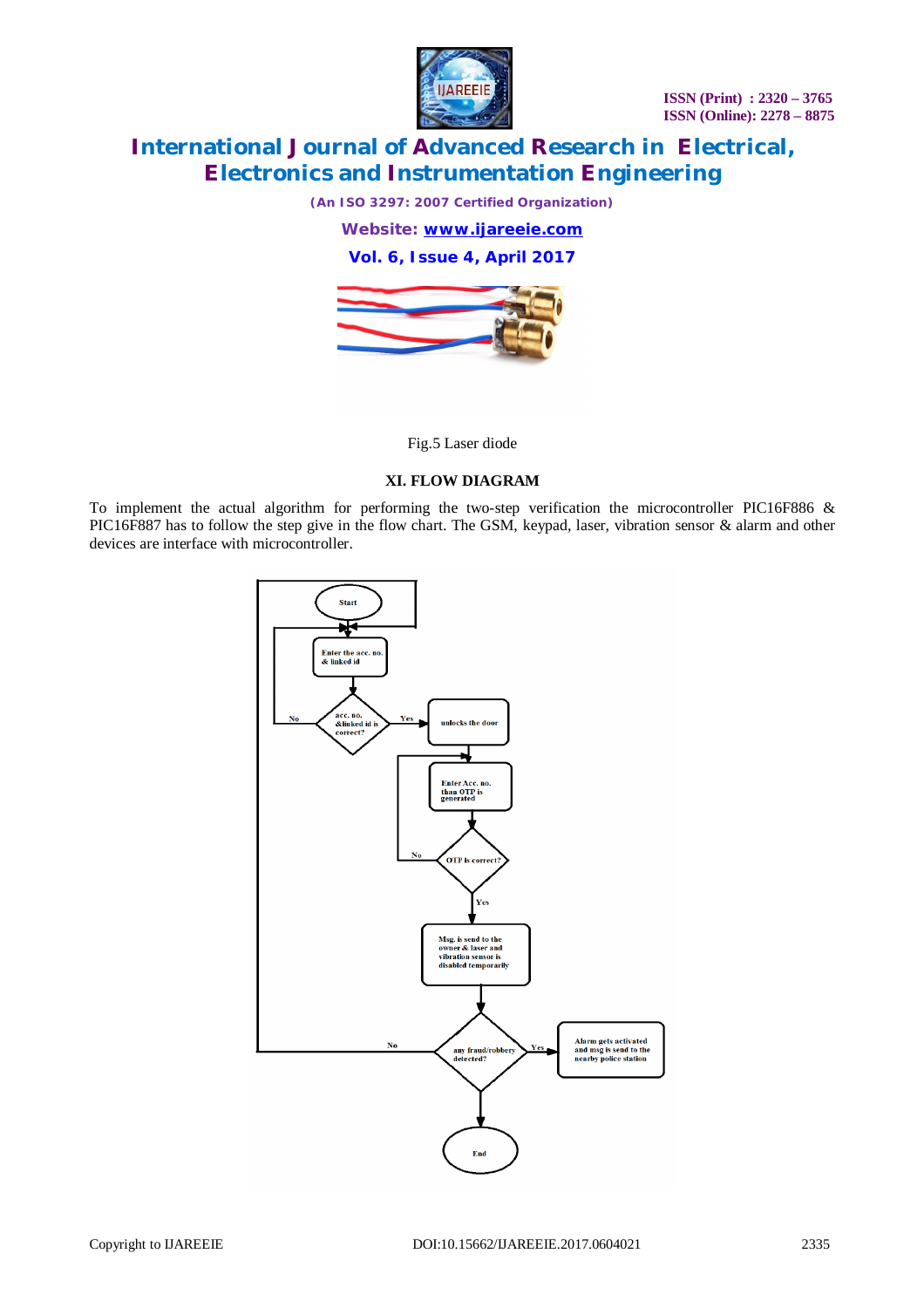Fig.5 Laser diode

### XI. FLOW DIAGRAM

To implement the actual algorithm for performing the two-step verification the microcontroller PIC16F886 & PIC16F887 has to follow the step give in the flow chart. The GSM, keypad, laser, vibration sensor & alarm and other devices are interface with microcontroller.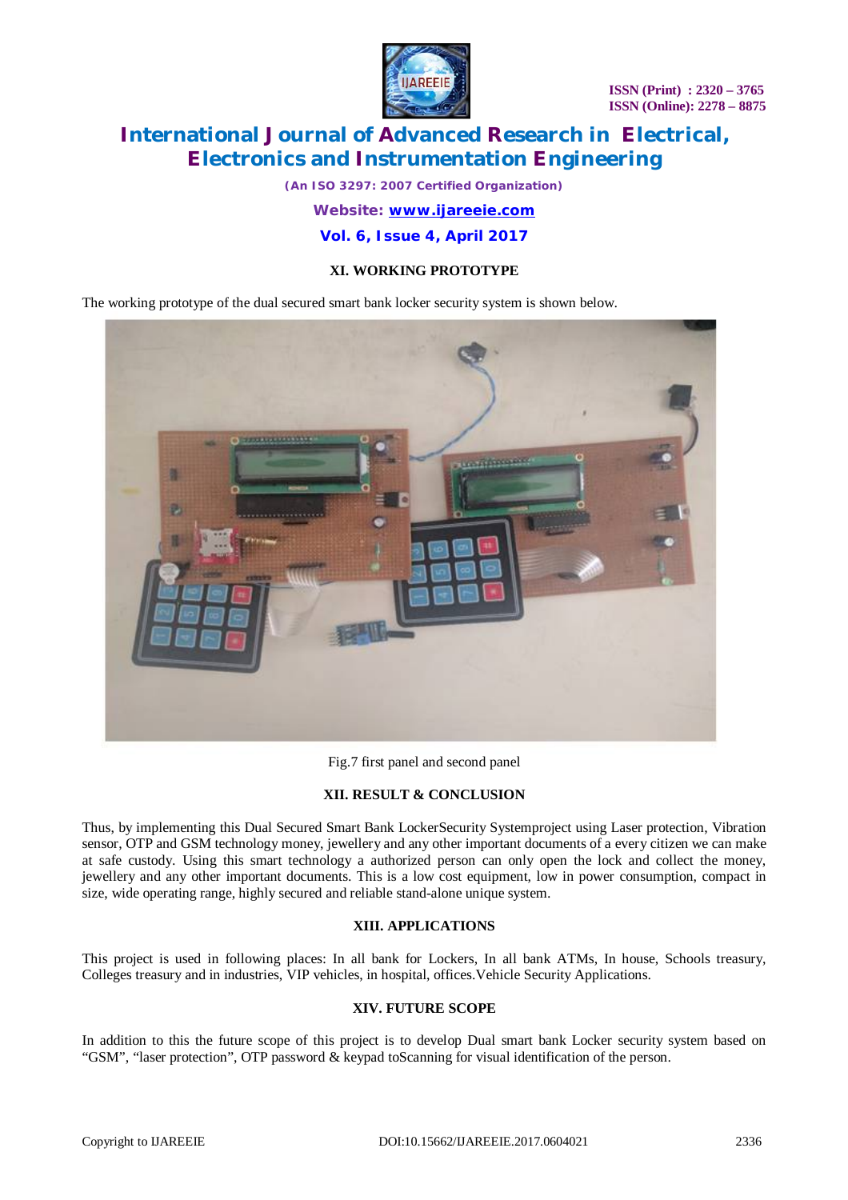## XI. WORKING PROTOTYPE

The working prototype of the dual secured smart bank locker security system is shown below.

Fig.7 first panel and second panel

## XII. RESULT & CONCLUSION

Thus, by implementing this Dual Secured Smart Bank LockerSecurity Systemproject using Laser protection, Vibration sensor, OTP and GSM technology money, jewellery and any other important documents of a every citizen we can make at safe custody. Using this smart technology a authorized person can only open the lock and collect the money, jewellery and any other important documents. This is a low cost equipment, low in power consumption, compact in size, wide operating range, highly secured and reliable stand-alone unique system.

## XIII. APPLICATIONS

This project is used in following places: In all bank for Lockers, In all bank ATMs, In house, Schools treasury, Colleges treasury and in industries, VIP vehicles, in hospital, offices.Vehicle Security Applications.

## XIV. FUTURE SCOPE

In addition to this the future scope of this project is to develop Dual smart bank Locker security system based on "GSM", "laser protection", OTP password & keypad toScanning for visual identification of the person.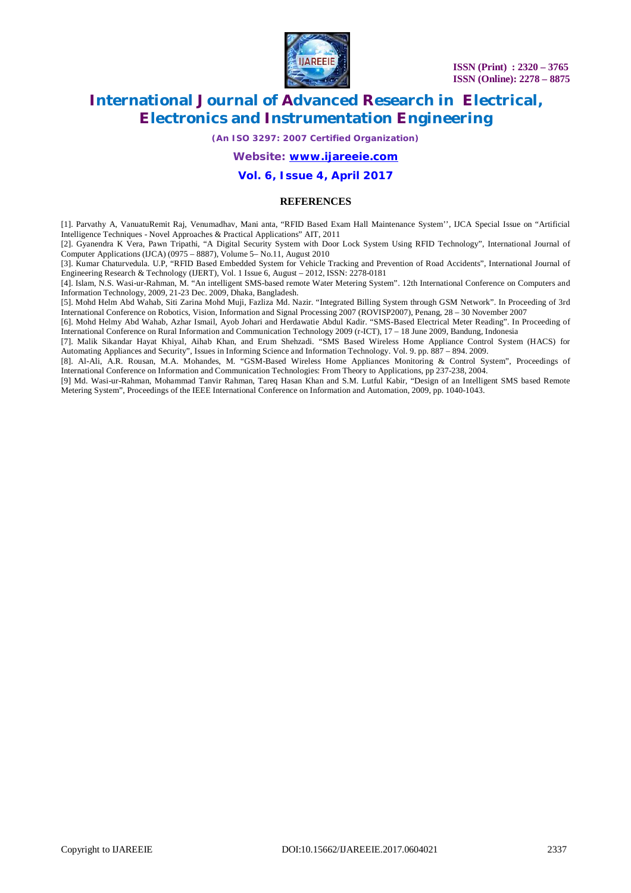## REFERENCES

[1]. Parvathy A, VanuatuRemit Raj, Venumadhav, Mani anta, "RFID Based Exam Hall Maintenance System'', IJCA Special Issue on "Artificial Intelligence Techniques - Novel Approaches & Practical Applications" AIT, 2011

[2]. Gyanendra K Vera, Pawn Tripathi, "A Digital Security System with Door Lock System Using RFID Technology", International Journal of Computer Applications (IJCA) (0975 – 8887), Volume 5– No.11, August 2010

[3]. Kumar Chaturvedula. U.P, "RFID Based Embedded System for Vehicle Tracking and Prevention of Road Accidents", International Journal of Engineering Research & Technology (IJERT), Vol. 1 Issue 6, August – 2012, ISSN: 2278-0181

[4]. Islam, N.S. Wasi-ur-Rahman, M. "An intelligent SMS-based remote Water Metering System". 12th International Conference on Computers and Information Technology, 2009, 21-23 Dec. 2009, Dhaka, Bangladesh.

[5]. Mohd Helm Abd Wahab, Siti Zarina Mohd Muji, Fazliza Md. Nazir. "Integrated Billing System through GSM Network". In Proceeding of 3rd International Conference on Robotics, Vision, Information and Signal Processing 2007 (ROVISP2007), Penang, 28 – 30 November 2007

[6]. Mohd Helmy Abd Wahab, Azhar Ismail, Ayob Johari and Herdawatie Abdul Kadir. "SMS-Based Electrical Meter Reading". In Proceeding of International Conference on Rural Information and Communication Technology 2009 (r-ICT), 17 – 18 June 2009, Bandung, Indonesia

[7]. Malik Sikandar Hayat Khiyal, Aihab Khan, and Erum Shehzadi. "SMS Based Wireless Home Appliance Control System (HACS) for Automating Appliances and Security", Issues in Informing Science and Information Technology. Vol. 9. pp. 887 – 894. 2009.

[8]. Al-Ali, A.R. Rousan, M.A. Mohandes, M. "GSM-Based Wireless Home Appliances Monitoring & Control System", Proceedings of International Conference on Information and Communication Technologies: From Theory to Applications, pp 237-238, 2004.

[9] Md. Wasi-ur-Rahman, Mohammad Tanvir Rahman, Tareq Hasan Khan and S.M. Lutful Kabir, "Design of an Intelligent SMS based Remote Metering System", Proceedings of the IEEE International Conference on Information and Automation, 2009, pp. 1040-1043.